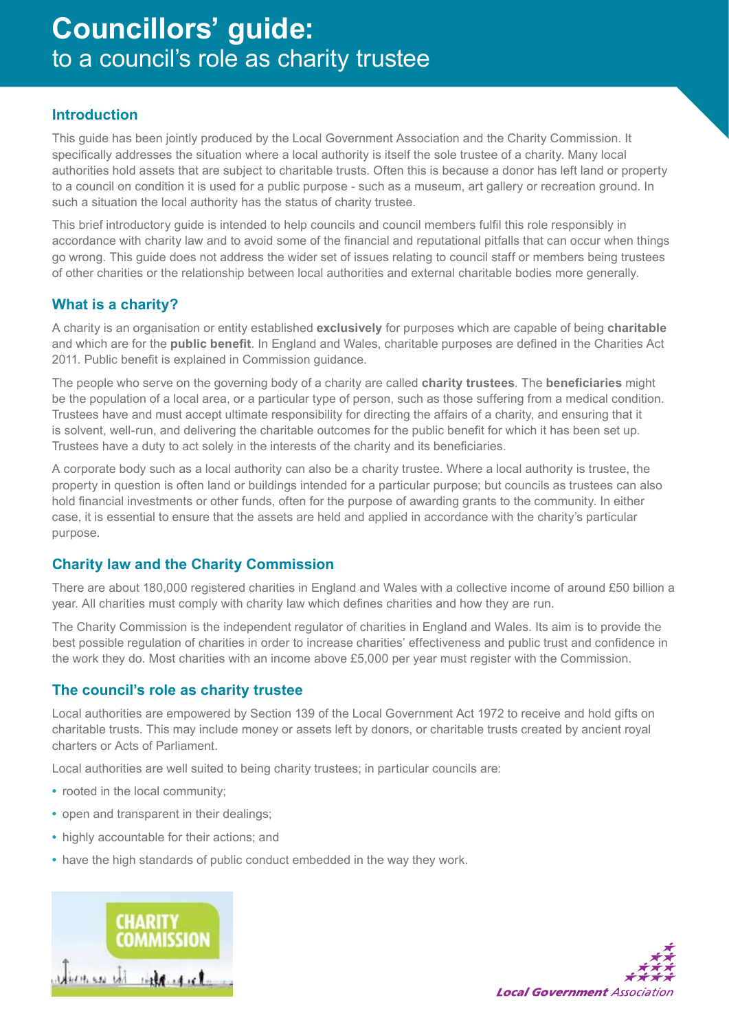# Councillors' guide:
to a council's role as charity trustee

## Introduction

This guide has been jointly produced by the Local Government Association and the Charity Commission. It specifically addresses the situation where a local authority is itself the sole trustee of a charity. Many local authorities hold assets that are subject to charitable trusts. Often this is because a donor has left land or property to a council on condition it is used for a public purpose - such as a museum, art gallery or recreation ground. In such a situation the local authority has the status of charity trustee.

This brief introductory guide is intended to help councils and council members fulfil this role responsibly in accordance with charity law and to avoid some of the financial and reputational pitfalls that can occur when things go wrong. This guide does not address the wider set of issues relating to council staff or members being trustees of other charities or the relationship between local authorities and external charitable bodies more generally.

## What is a charity?

A charity is an organisation or entity established **exclusively** for purposes which are capable of being **charitable** and which are for the **public benefit**. In England and Wales, charitable purposes are defined in the Charities Act 2011. Public benefit is explained in Commission guidance.

The people who serve on the governing body of a charity are called **charity trustees**. The **beneficiaries** might be the population of a local area, or a particular type of person, such as those suffering from a medical condition. Trustees have and must accept ultimate responsibility for directing the affairs of a charity, and ensuring that it is solvent, well-run, and delivering the charitable outcomes for the public benefit for which it has been set up. Trustees have a duty to act solely in the interests of the charity and its beneficiaries.

A corporate body such as a local authority can also be a charity trustee. Where a local authority is trustee, the property in question is often land or buildings intended for a particular purpose; but councils as trustees can also hold financial investments or other funds, often for the purpose of awarding grants to the community. In either case, it is essential to ensure that the assets are held and applied in accordance with the charity's particular purpose.

## Charity law and the Charity Commission

There are about 180,000 registered charities in England and Wales with a collective income of around £50 billion a year. All charities must comply with charity law which defines charities and how they are run.

The Charity Commission is the independent regulator of charities in England and Wales. Its aim is to provide the best possible regulation of charities in order to increase charities' effectiveness and public trust and confidence in the work they do. Most charities with an income above £5,000 per year must register with the Commission.

## The council's role as charity trustee

Local authorities are empowered by Section 139 of the Local Government Act 1972 to receive and hold gifts on charitable trusts. This may include money or assets left by donors, or charitable trusts created by ancient royal charters or Acts of Parliament.

Local authorities are well suited to being charity trustees; in particular councils are:

- rooted in the local community;
- open and transparent in their dealings;
- highly accountable for their actions; and
- have the high standards of public conduct embedded in the way they work.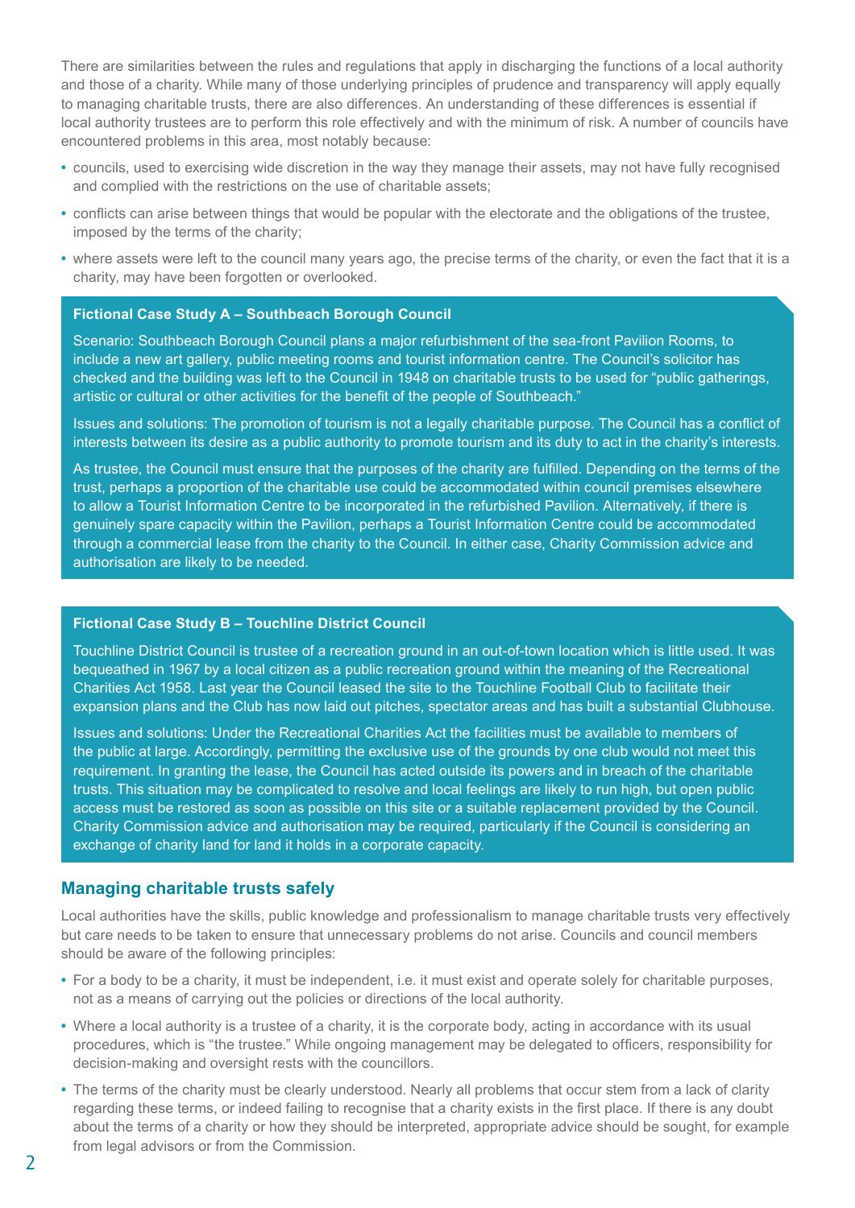There are similarities between the rules and regulations that apply in discharging the functions of a local authority and those of a charity. While many of those underlying principles of prudence and transparency will apply equally to managing charitable trusts, there are also differences. An understanding of these differences is essential if local authority trustees are to perform this role effectively and with the minimum of risk. A number of councils have encountered problems in this area, most notably because:

- councils, used to exercising wide discretion in the way they manage their assets, may not have fully recognised and complied with the restrictions on the use of charitable assets;
- conflicts can arise between things that would be popular with the electorate and the obligations of the trustee, imposed by the terms of the charity;
- where assets were left to the council many years ago, the precise terms of the charity, or even the fact that it is a charity, may have been forgotten or overlooked.

**Fictional Case Study A – Southbeach Borough Council**

Scenario: Southbeach Borough Council plans a major refurbishment of the sea-front Pavilion Rooms, to include a new art gallery, public meeting rooms and tourist information centre. The Council's solicitor has checked and the building was left to the Council in 1948 on charitable trusts to be used for "public gatherings, artistic or cultural or other activities for the benefit of the people of Southbeach."

Issues and solutions: The promotion of tourism is not a legally charitable purpose. The Council has a conflict of interests between its desire as a public authority to promote tourism and its duty to act in the charity's interests.

As trustee, the Council must ensure that the purposes of the charity are fulfilled. Depending on the terms of the trust, perhaps a proportion of the charitable use could be accommodated within council premises elsewhere to allow a Tourist Information Centre to be incorporated in the refurbished Pavilion. Alternatively, if there is genuinely spare capacity within the Pavilion, perhaps a Tourist Information Centre could be accommodated through a commercial lease from the charity to the Council. In either case, Charity Commission advice and authorisation are likely to be needed.

**Fictional Case Study B – Touchline District Council**

Touchline District Council is trustee of a recreation ground in an out-of-town location which is little used. It was bequeathed in 1967 by a local citizen as a public recreation ground within the meaning of the Recreational Charities Act 1958. Last year the Council leased the site to the Touchline Football Club to facilitate their expansion plans and the Club has now laid out pitches, spectator areas and has built a substantial Clubhouse.

Issues and solutions: Under the Recreational Charities Act the facilities must be available to members of the public at large. Accordingly, permitting the exclusive use of the grounds by one club would not meet this requirement. In granting the lease, the Council has acted outside its powers and in breach of the charitable trusts. This situation may be complicated to resolve and local feelings are likely to run high, but open public access must be restored as soon as possible on this site or a suitable replacement provided by the Council. Charity Commission advice and authorisation may be required, particularly if the Council is considering an exchange of charity land for land it holds in a corporate capacity.

## Managing charitable trusts safely

Local authorities have the skills, public knowledge and professionalism to manage charitable trusts very effectively but care needs to be taken to ensure that unnecessary problems do not arise. Councils and council members should be aware of the following principles:

- For a body to be a charity, it must be independent, i.e. it must exist and operate solely for charitable purposes, not as a means of carrying out the policies or directions of the local authority.
- Where a local authority is a trustee of a charity, it is the corporate body, acting in accordance with its usual procedures, which is "the trustee." While ongoing management may be delegated to officers, responsibility for decision-making and oversight rests with the councillors.
- The terms of the charity must be clearly understood. Nearly all problems that occur stem from a lack of clarity regarding these terms, or indeed failing to recognise that a charity exists in the first place. If there is any doubt about the terms of a charity or how they should be interpreted, appropriate advice should be sought, for example from legal advisors or from the Commission.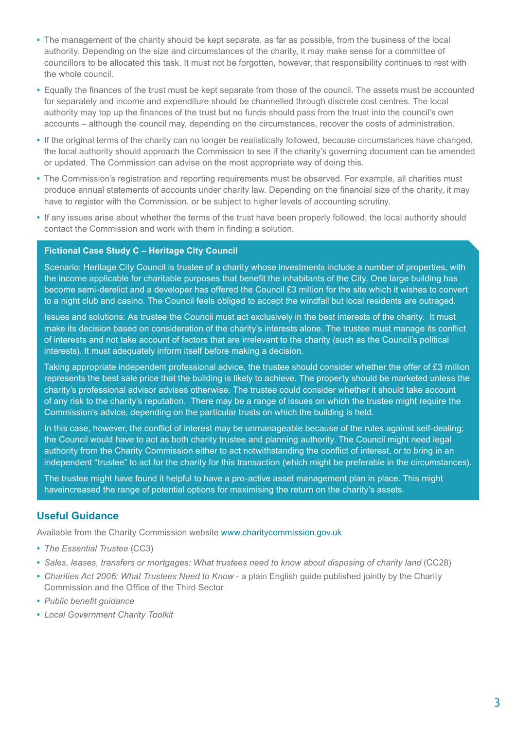- The management of the charity should be kept separate, as far as possible, from the business of the local authority. Depending on the size and circumstances of the charity, it may make sense for a committee of councillors to be allocated this task. It must not be forgotten, however, that responsibility continues to rest with the whole council.
- Equally the finances of the trust must be kept separate from those of the council. The assets must be accounted for separately and income and expenditure should be channelled through discrete cost centres. The local authority may top up the finances of the trust but no funds should pass from the trust into the council's own accounts – although the council may, depending on the circumstances, recover the costs of administration.
- If the original terms of the charity can no longer be realistically followed, because circumstances have changed, the local authority should approach the Commission to see if the charity's governing document can be amended or updated. The Commission can advise on the most appropriate way of doing this.
- The Commission's registration and reporting requirements must be observed. For example, all charities must produce annual statements of accounts under charity law. Depending on the financial size of the charity, it may have to register with the Commission, or be subject to higher levels of accounting scrutiny.
- If any issues arise about whether the terms of the trust have been properly followed, the local authority should contact the Commission and work with them in finding a solution.

**Fictional Case Study C – Heritage City Council**

Scenario: Heritage City Council is trustee of a charity whose investments include a number of properties, with the income applicable for charitable purposes that benefit the inhabitants of the City. One large building has become semi-derelict and a developer has offered the Council £3 million for the site which it wishes to convert to a night club and casino. The Council feels obliged to accept the windfall but local residents are outraged.

Issues and solutions: As trustee the Council must act exclusively in the best interests of the charity. It must make its decision based on consideration of the charity's interests alone. The trustee must manage its conflict of interests and not take account of factors that are irrelevant to the charity (such as the Council's political interests). It must adequately inform itself before making a decision.

Taking appropriate independent professional advice, the trustee should consider whether the offer of £3 million represents the best sale price that the building is likely to achieve. The property should be marketed unless the charity's professional advisor advises otherwise. The trustee could consider whether it should take account of any risk to the charity's reputation. There may be a range of issues on which the trustee might require the Commission's advice, depending on the particular trusts on which the building is held.

In this case, however, the conflict of interest may be unmanageable because of the rules against self-dealing; the Council would have to act as both charity trustee and planning authority. The Council might need legal authority from the Charity Commission either to act notwithstanding the conflict of interest, or to bring in an independent "trustee" to act for the charity for this transaction (which might be preferable in the circumstances).

The trustee might have found it helpful to have a pro-active asset management plan in place. This might haveincreased the range of potential options for maximising the return on the charity's assets.

## Useful Guidance

Available from the Charity Commission website www.charitycommission.gov.uk

- *The Essential Trustee* (CC3)
- *Sales, leases, transfers or mortgages: What trustees need to know about disposing of charity land* (CC28)
- *Charities Act 2006: What Trustees Need to Know* - a plain English guide published jointly by the Charity Commission and the Office of the Third Sector
- *Public benefit guidance*
- *Local Government Charity Toolkit*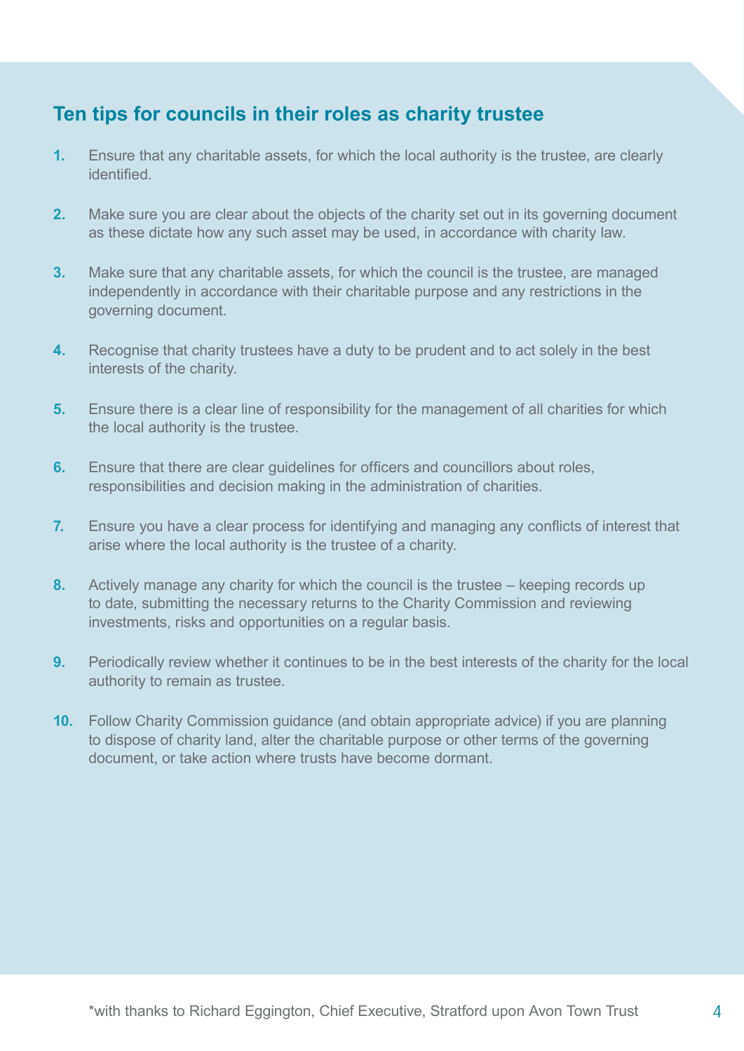## Ten tips for councils in their roles as charity trustee

1. Ensure that any charitable assets, for which the local authority is the trustee, are clearly identified.
2. Make sure you are clear about the objects of the charity set out in its governing document as these dictate how any such asset may be used, in accordance with charity law.
3. Make sure that any charitable assets, for which the council is the trustee, are managed independently in accordance with their charitable purpose and any restrictions in the governing document.
4. Recognise that charity trustees have a duty to be prudent and to act solely in the best interests of the charity.
5. Ensure there is a clear line of responsibility for the management of all charities for which the local authority is the trustee.
6. Ensure that there are clear guidelines for officers and councillors about roles, responsibilities and decision making in the administration of charities.
7. Ensure you have a clear process for identifying and managing any conflicts of interest that arise where the local authority is the trustee of a charity.
8. Actively manage any charity for which the council is the trustee – keeping records up to date, submitting the necessary returns to the Charity Commission and reviewing investments, risks and opportunities on a regular basis.
9. Periodically review whether it continues to be in the best interests of the charity for the local authority to remain as trustee.
10. Follow Charity Commission guidance (and obtain appropriate advice) if you are planning to dispose of charity land, alter the charitable purpose or other terms of the governing document, or take action where trusts have become dormant.

*with thanks to Richard Eggington, Chief Executive, Stratford upon Avon Town Trust